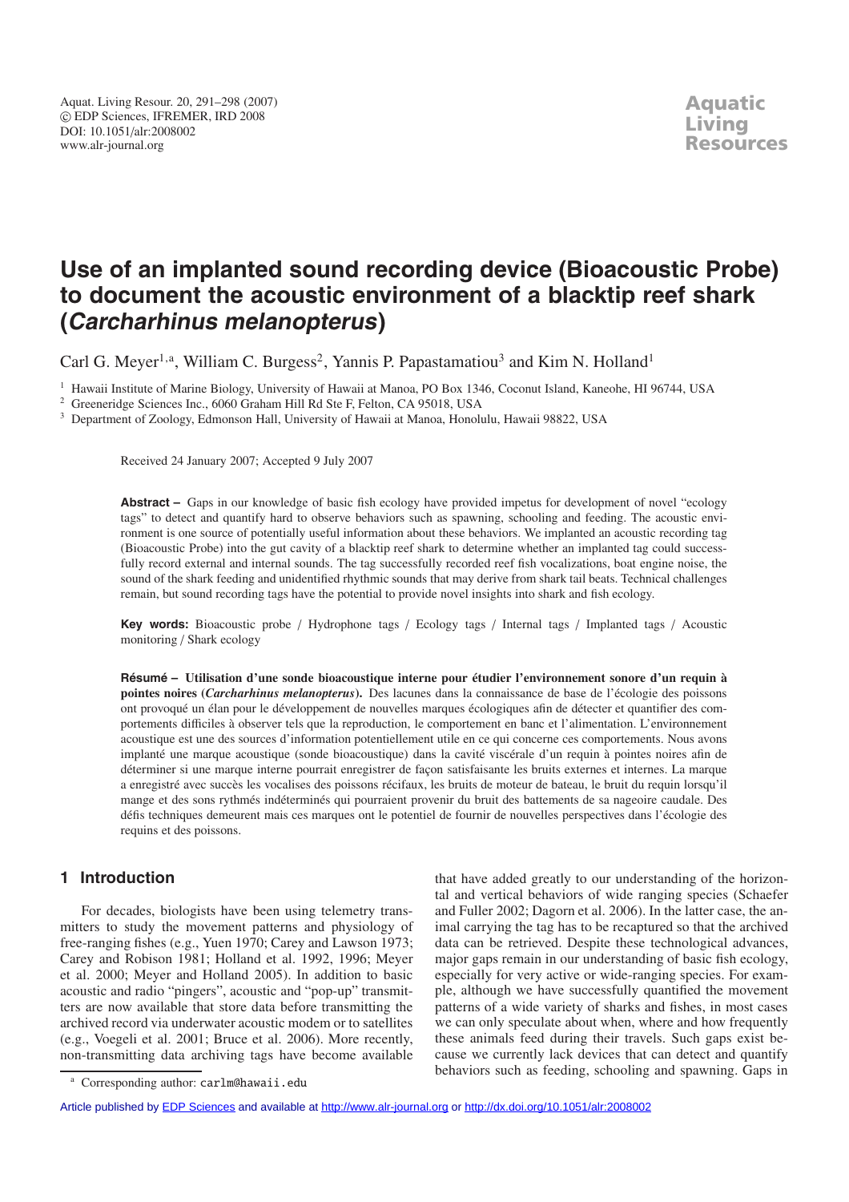Aquat. Living Resour. 20, 291–298 (2007)
© EDP Sciences, IFREMER, IRD 2008
DOI: 10.1051/alr:2008002
www.alr-journal.org

Aquatic Living Resources

# Use of an implanted sound recording device (Bioacoustic Probe) to document the acoustic environment of a blacktip reef shark (*Carcharhinus melanopterus*)

Carl G. Meyer[1,a], William C. Burgess[2], Yannis P. Papastamatiou[3] and Kim N. Holland[1]

[1] Hawaii Institute of Marine Biology, University of Hawaii at Manoa, PO Box 1346, Coconut Island, Kaneohe, HI 96744, USA
[2] Greeneridge Sciences Inc., 6060 Graham Hill Rd Ste F, Felton, CA 95018, USA
[3] Department of Zoology, Edmonson Hall, University of Hawaii at Manoa, Honolulu, Hawaii 98822, USA

Received 24 January 2007; Accepted 9 July 2007

**Abstract –** Gaps in our knowledge of basic fish ecology have provided impetus for development of novel "ecology tags" to detect and quantify hard to observe behaviors such as spawning, schooling and feeding. The acoustic environment is one source of potentially useful information about these behaviors. We implanted an acoustic recording tag (Bioacoustic Probe) into the gut cavity of a blacktip reef shark to determine whether an implanted tag could successfully record external and internal sounds. The tag successfully recorded reef fish vocalizations, boat engine noise, the sound of the shark feeding and unidentified rhythmic sounds that may derive from shark tail beats. Technical challenges remain, but sound recording tags have the potential to provide novel insights into shark and fish ecology.

**Key words:** Bioacoustic probe / Hydrophone tags / Ecology tags / Internal tags / Implanted tags / Acoustic monitoring / Shark ecology

**Résumé – Utilisation d'une sonde bioacoustique interne pour étudier l'environnement sonore d'un requin à pointes noires (*Carcharhinus melanopterus*).** Des lacunes dans la connaissance de base de l'écologie des poissons ont provoqué un élan pour le développement de nouvelles marques écologiques afin de détecter et quantifier des comportements difficiles à observer tels que la reproduction, le comportement en banc et l'alimentation. L'environnement acoustique est une des sources d'information potentiellement utile en ce qui concerne ces comportements. Nous avons implanté une marque acoustique (sonde bioacoustique) dans la cavité viscérale d'un requin à pointes noires afin de déterminer si une marque interne pourrait enregistrer de façon satisfaisante les bruits externes et internes. La marque a enregistré avec succès les vocalises des poissons récifaux, les bruits de moteur de bateau, le bruit du requin lorsqu'il mange et des sons rythmés indéterminés qui pourraient provenir du bruit des battements de sa nageoire caudale. Des défis techniques demeurent mais ces marques ont le potentiel de fournir de nouvelles perspectives dans l'écologie des requins et des poissons.

## 1 Introduction

For decades, biologists have been using telemetry transmitters to study the movement patterns and physiology of free-ranging fishes (e.g., Yuen 1970; Carey and Lawson 1973; Carey and Robison 1981; Holland et al. 1992, 1996; Meyer et al. 2000; Meyer and Holland 2005). In addition to basic acoustic and radio "pingers", acoustic and "pop-up" transmitters are now available that store data before transmitting the archived record via underwater acoustic modem or to satellites (e.g., Voegeli et al. 2001; Bruce et al. 2006). More recently, non-transmitting data archiving tags have become available that have added greatly to our understanding of the horizontal and vertical behaviors of wide ranging species (Schaefer and Fuller 2002; Dagorn et al. 2006). In the latter case, the animal carrying the tag has to be recaptured so that the archived data can be retrieved. Despite these technological advances, major gaps remain in our understanding of basic fish ecology, especially for very active or wide-ranging species. For example, although we have successfully quantified the movement patterns of a wide variety of sharks and fishes, in most cases we can only speculate about when, where and how frequently these animals feed during their travels. Such gaps exist because we currently lack devices that can detect and quantify behaviors such as feeding, schooling and spawning. Gaps in

[a] Corresponding author: carlm@hawaii.edu

Article published by EDP Sciences and available at http://www.alr-journal.org or http://dx.doi.org/10.1051/alr:2008002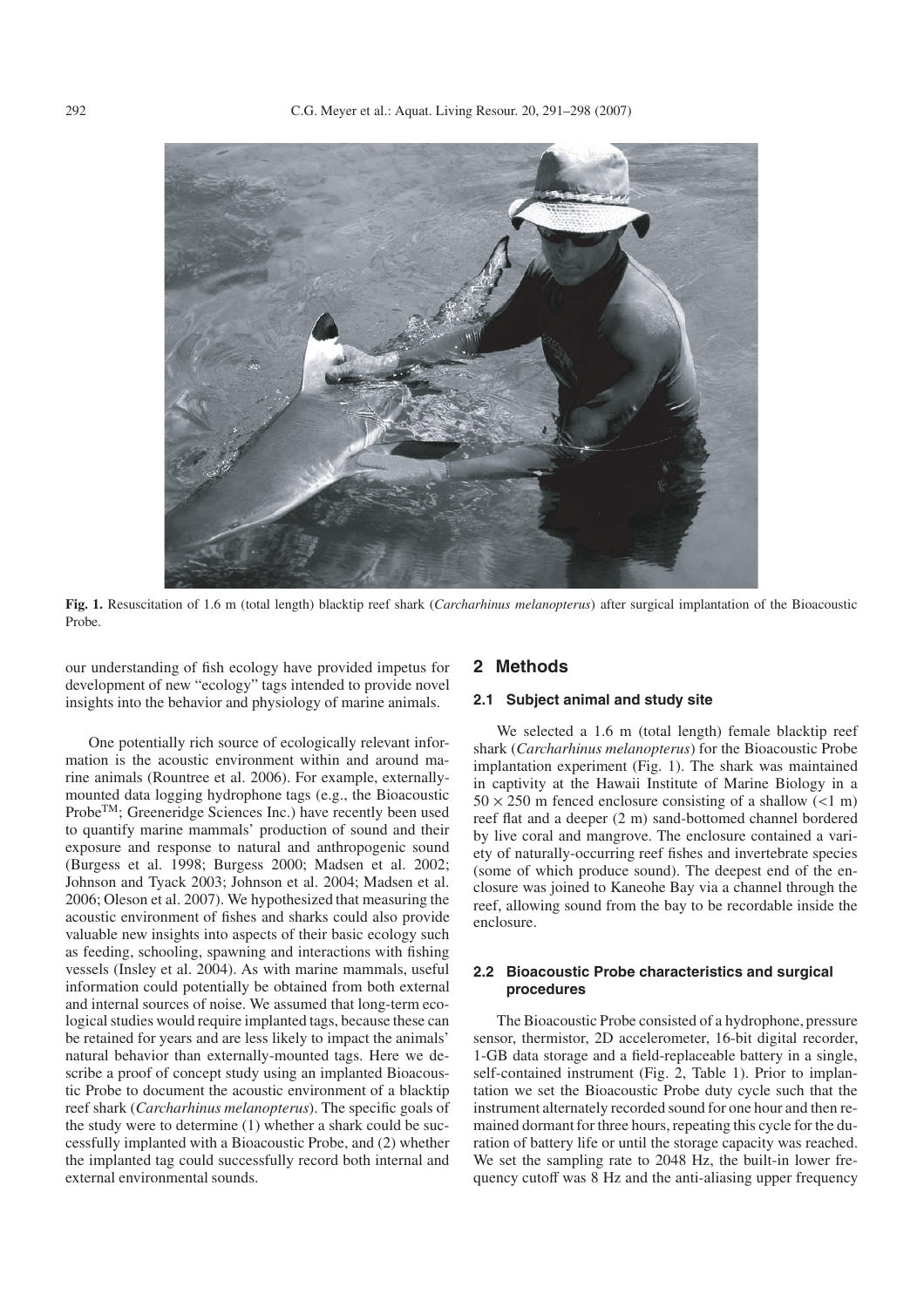**Fig. 1.** Resuscitation of 1.6 m (total length) blacktip reef shark (*Carcharhinus melanopterus*) after surgical implantation of the Bioacoustic Probe.

our understanding of fish ecology have provided impetus for development of new "ecology" tags intended to provide novel insights into the behavior and physiology of marine animals.

One potentially rich source of ecologically relevant information is the acoustic environment within and around marine animals (Rountree et al. 2006). For example, externally-mounted data logging hydrophone tags (e.g., the Bioacoustic Probe™; Greeneridge Sciences Inc.) have recently been used to quantify marine mammals' production of sound and their exposure and response to natural and anthropogenic sound (Burgess et al. 1998; Burgess 2000; Madsen et al. 2002; Johnson and Tyack 2003; Johnson et al. 2004; Madsen et al. 2006; Oleson et al. 2007). We hypothesized that measuring the acoustic environment of fishes and sharks could also provide valuable new insights into aspects of their basic ecology such as feeding, schooling, spawning and interactions with fishing vessels (Insley et al. 2004). As with marine mammals, useful information could potentially be obtained from both external and internal sources of noise. We assumed that long-term ecological studies would require implanted tags, because these can be retained for years and are less likely to impact the animals' natural behavior than externally-mounted tags. Here we describe a proof of concept study using an implanted Bioacoustic Probe to document the acoustic environment of a blacktip reef shark (*Carcharhinus melanopterus*). The specific goals of the study were to determine (1) whether a shark could be successfully implanted with a Bioacoustic Probe, and (2) whether the implanted tag could successfully record both internal and external environmental sounds.

## 2 Methods

### 2.1 Subject animal and study site

We selected a 1.6 m (total length) female blacktip reef shark (*Carcharhinus melanopterus*) for the Bioacoustic Probe implantation experiment (Fig. 1). The shark was maintained in captivity at the Hawaii Institute of Marine Biology in a $50 \times 250$ m fenced enclosure consisting of a shallow ($<1$ m) reef flat and a deeper (2 m) sand-bottomed channel bordered by live coral and mangrove. The enclosure contained a variety of naturally-occurring reef fishes and invertebrate species (some of which produce sound). The deepest end of the enclosure was joined to Kaneohe Bay via a channel through the reef, allowing sound from the bay to be recordable inside the enclosure.

### 2.2 Bioacoustic Probe characteristics and surgical procedures

The Bioacoustic Probe consisted of a hydrophone, pressure sensor, thermistor, 2D accelerometer, 16-bit digital recorder, 1-GB data storage and a field-replaceable battery in a single, self-contained instrument (Fig. 2, Table 1). Prior to implantation we set the Bioacoustic Probe duty cycle such that the instrument alternately recorded sound for one hour and then remained dormant for three hours, repeating this cycle for the duration of battery life or until the storage capacity was reached. We set the sampling rate to 2048 Hz, the built-in lower frequency cutoff was 8 Hz and the anti-aliasing upper frequency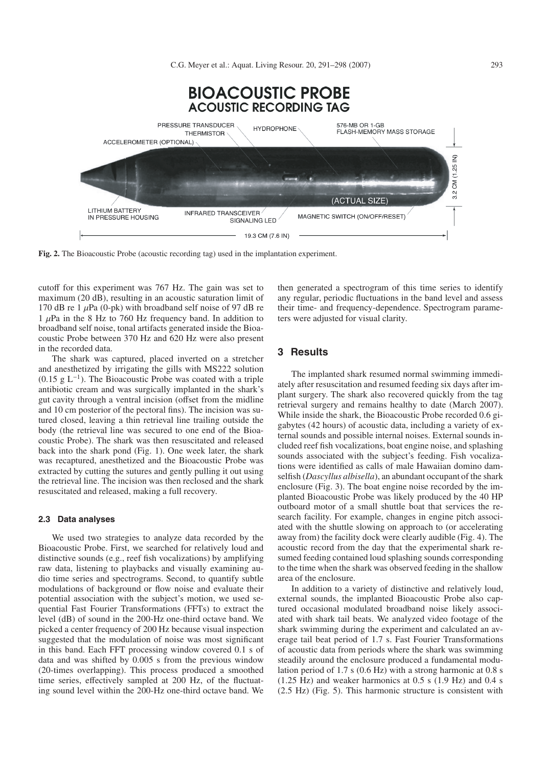**Fig. 2.** The Bioacoustic Probe (acoustic recording tag) used in the implantation experiment.

cutoff for this experiment was 767 Hz. The gain was set to maximum (20 dB), resulting in an acoustic saturation limit of 170 dB re 1 $\mu$Pa (0-pk) with broadband self noise of 97 dB re 1 $\mu$Pa in the 8 Hz to 760 Hz frequency band. In addition to broadband self noise, tonal artifacts generated inside the Bioacoustic Probe between 370 Hz and 620 Hz were also present in the recorded data.

The shark was captured, placed inverted on a stretcher and anesthetized by irrigating the gills with MS222 solution (0.15 g $L^{-1}$). The Bioacoustic Probe was coated with a triple antibiotic cream and was surgically implanted in the shark's gut cavity through a ventral incision (offset from the midline and 10 cm posterior of the pectoral fins). The incision was sutured closed, leaving a thin retrieval line trailing outside the body (the retrieval line was secured to one end of the Bioacoustic Probe). The shark was then resuscitated and released back into the shark pond (Fig. 1). One week later, the shark was recaptured, anesthetized and the Bioacoustic Probe was extracted by cutting the sutures and gently pulling it out using the retrieval line. The incision was then reclosed and the shark resuscitated and released, making a full recovery.

### 2.3 Data analyses

We used two strategies to analyze data recorded by the Bioacoustic Probe. First, we searched for relatively loud and distinctive sounds (e.g., reef fish vocalizations) by amplifying raw data, listening to playbacks and visually examining audio time series and spectrograms. Second, to quantify subtle modulations of background or flow noise and evaluate their potential association with the subject's motion, we used sequential Fast Fourier Transformations (FFTs) to extract the level (dB) of sound in the 200-Hz one-third octave band. We picked a center frequency of 200 Hz because visual inspection suggested that the modulation of noise was most significant in this band. Each FFT processing window covered 0.1 s of data and was shifted by 0.005 s from the previous window (20-times overlapping). This process produced a smoothed time series, effectively sampled at 200 Hz, of the fluctuating sound level within the 200-Hz one-third octave band. We then generated a spectrogram of this time series to identify any regular, periodic fluctuations in the band level and assess their time- and frequency-dependence. Spectrogram parameters were adjusted for visual clarity.

## 3 Results

The implanted shark resumed normal swimming immediately after resuscitation and resumed feeding six days after implant surgery. The shark also recovered quickly from the tag retrieval surgery and remains healthy to date (March 2007). While inside the shark, the Bioacoustic Probe recorded 0.6 gigabytes (42 hours) of acoustic data, including a variety of external sounds and possible internal noises. External sounds included reef fish vocalizations, boat engine noise, and splashing sounds associated with the subject's feeding. Fish vocalizations were identified as calls of male Hawaiian domino damselfish (*Dascyllus albisella*), an abundant occupant of the shark enclosure (Fig. 3). The boat engine noise recorded by the implanted Bioacoustic Probe was likely produced by the 40 HP outboard motor of a small shuttle boat that services the research facility. For example, changes in engine pitch associated with the shuttle slowing on approach to (or accelerating away from) the facility dock were clearly audible (Fig. 4). The acoustic record from the day that the experimental shark resumed feeding contained loud splashing sounds corresponding to the time when the shark was observed feeding in the shallow area of the enclosure.

In addition to a variety of distinctive and relatively loud, external sounds, the implanted Bioacoustic Probe also captured occasional modulated broadband noise likely associated with shark tail beats. We analyzed video footage of the shark swimming during the experiment and calculated an average tail beat period of 1.7 s. Fast Fourier Transformations of acoustic data from periods where the shark was swimming steadily around the enclosure produced a fundamental modulation period of 1.7 s (0.6 Hz) with a strong harmonic at 0.8 s (1.25 Hz) and weaker harmonics at 0.5 s (1.9 Hz) and 0.4 s (2.5 Hz) (Fig. 5). This harmonic structure is consistent with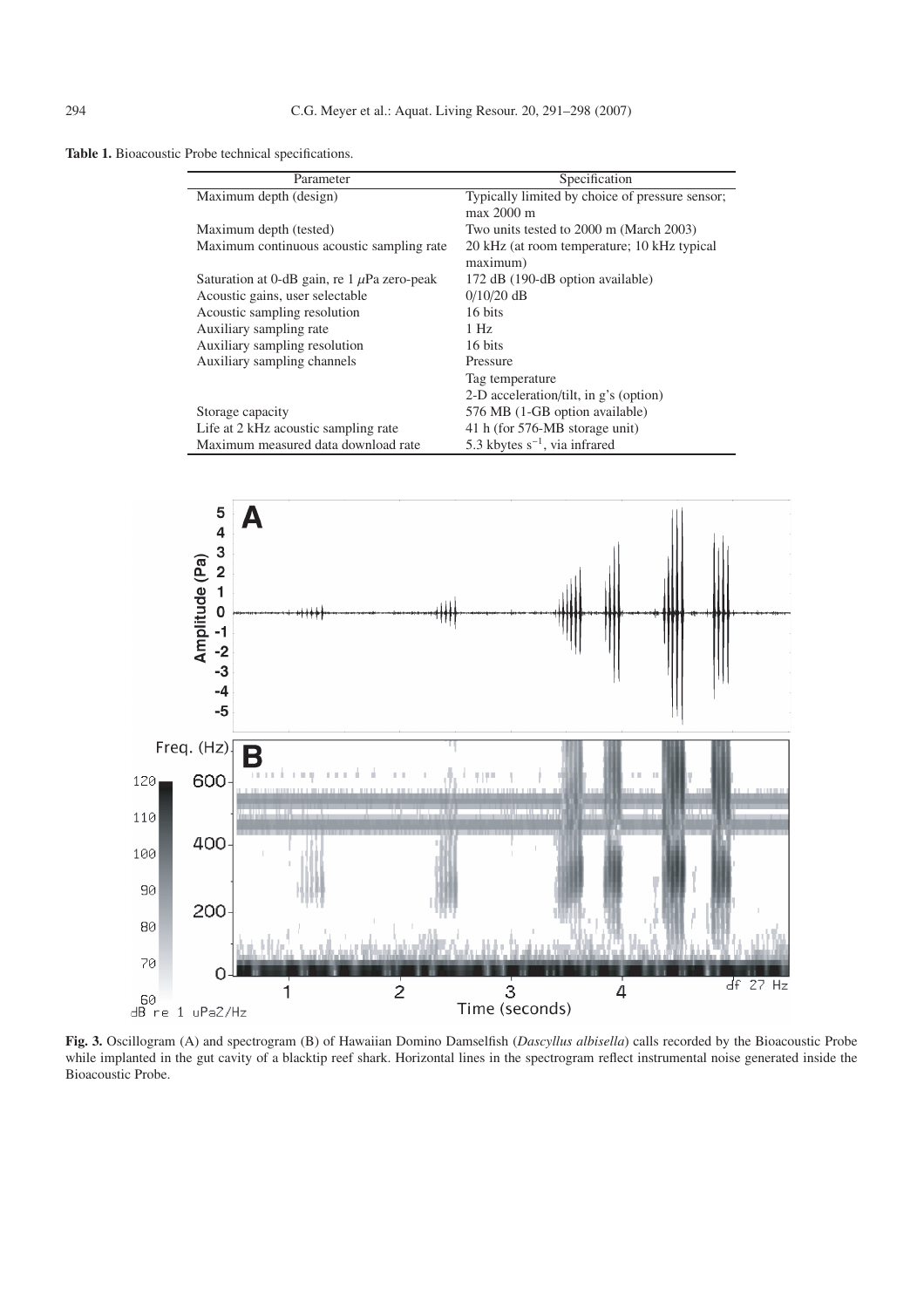**Table 1.** Bioacoustic Probe technical specifications.

| Parameter | Specification |
|---|---|
| Maximum depth (design) | Typically limited by choice of pressure sensor; max 2000 m |
| Maximum depth (tested) | Two units tested to 2000 m (March 2003) |
| Maximum continuous acoustic sampling rate | 20 kHz (at room temperature; 10 kHz typical maximum) |
| Saturation at 0-dB gain, re 1 $\mu$Pa zero-peak | 172 dB (190-dB option available) |
| Acoustic gains, user selectable | 0/10/20 dB |
| Acoustic sampling resolution | 16 bits |
| Auxiliary sampling rate | 1 Hz |
| Auxiliary sampling resolution | 16 bits |
| Auxiliary sampling channels | Pressure |
| | Tag temperature |
| | 2-D acceleration/tilt, in g's (option) |
| Storage capacity | 576 MB (1-GB option available) |
| Life at 2 kHz acoustic sampling rate | 41 h (for 576-MB storage unit) |
| Maximum measured data download rate | 5.3 kbytes $s^{-1}$, via infrared |

**Fig. 3.** Oscillogram (A) and spectrogram (B) of Hawaiian Domino Damselfish (*Dascyllus albisella*) calls recorded by the Bioacoustic Probe while implanted in the gut cavity of a blacktip reef shark. Horizontal lines in the spectrogram reflect instrumental noise generated inside the Bioacoustic Probe.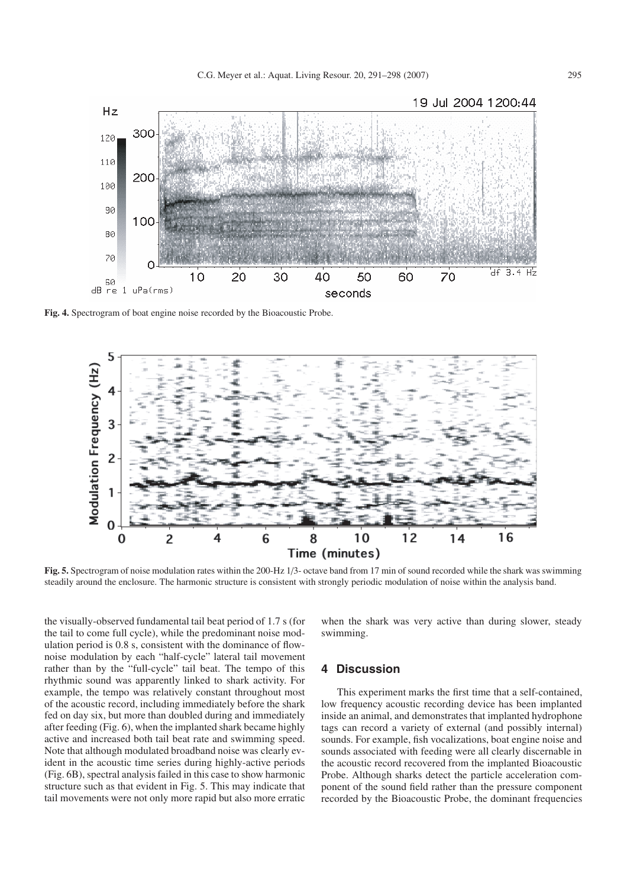Fig. 4. Spectrogram of boat engine noise recorded by the Bioacoustic Probe.

Fig. 5. Spectrogram of noise modulation rates within the 200-Hz 1/3- octave band from 17 min of sound recorded while the shark was swimming steadily around the enclosure. The harmonic structure is consistent with strongly periodic modulation of noise within the analysis band.

the visually-observed fundamental tail beat period of 1.7 s (for the tail to come full cycle), while the predominant noise modulation period is 0.8 s, consistent with the dominance of flow-noise modulation by each "half-cycle" lateral tail movement rather than by the "full-cycle" tail beat. The tempo of this rhythmic sound was apparently linked to shark activity. For example, the tempo was relatively constant throughout most of the acoustic record, including immediately before the shark fed on day six, but more than doubled during and immediately after feeding (Fig. 6), when the implanted shark became highly active and increased both tail beat rate and swimming speed. Note that although modulated broadband noise was clearly evident in the acoustic time series during highly-active periods (Fig. 6B), spectral analysis failed in this case to show harmonic structure such as that evident in Fig. 5. This may indicate that tail movements were not only more rapid but also more erratic when the shark was very active than during slower, steady swimming.

## 4 Discussion

This experiment marks the first time that a self-contained, low frequency acoustic recording device has been implanted inside an animal, and demonstrates that implanted hydrophone tags can record a variety of external (and possibly internal) sounds. For example, fish vocalizations, boat engine noise and sounds associated with feeding were all clearly discernable in the acoustic record recovered from the implanted Bioacoustic Probe. Although sharks detect the particle acceleration component of the sound field rather than the pressure component recorded by the Bioacoustic Probe, the dominant frequencies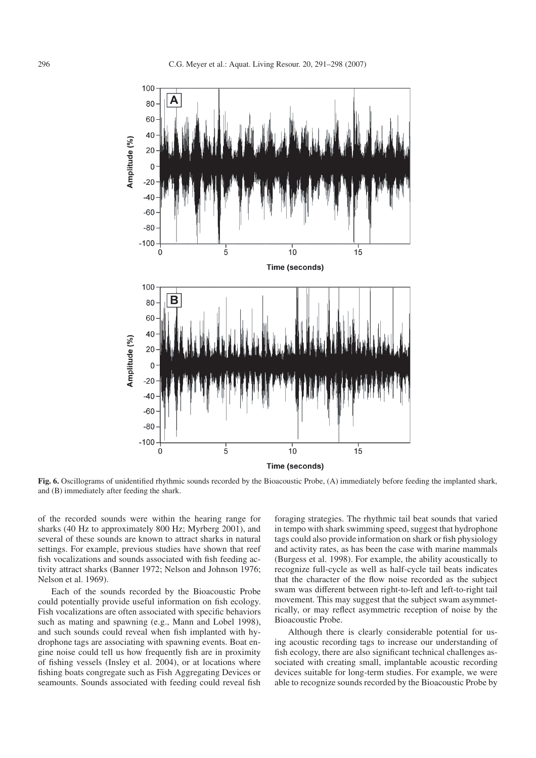**Fig. 6.** Oscillograms of unidentified rhythmic sounds recorded by the Bioacoustic Probe, (A) immediately before feeding the implanted shark, and (B) immediately after feeding the shark.

of the recorded sounds were within the hearing range for sharks (40 Hz to approximately 800 Hz; Myrberg 2001), and several of these sounds are known to attract sharks in natural settings. For example, previous studies have shown that reef fish vocalizations and sounds associated with fish feeding activity attract sharks (Banner 1972; Nelson and Johnson 1976; Nelson et al. 1969).

Each of the sounds recorded by the Bioacoustic Probe could potentially provide useful information on fish ecology. Fish vocalizations are often associated with specific behaviors such as mating and spawning (e.g., Mann and Lobel 1998), and such sounds could reveal when fish implanted with hydrophone tags are associating with spawning events. Boat engine noise could tell us how frequently fish are in proximity of fishing vessels (Insley et al. 2004), or at locations where fishing boats congregate such as Fish Aggregating Devices or seamounts. Sounds associated with feeding could reveal fish foraging strategies. The rhythmic tail beat sounds that varied in tempo with shark swimming speed, suggest that hydrophone tags could also provide information on shark or fish physiology and activity rates, as has been the case with marine mammals (Burgess et al. 1998). For example, the ability acoustically to recognize full-cycle as well as half-cycle tail beats indicates that the character of the flow noise recorded as the subject swam was different between right-to-left and left-to-right tail movement. This may suggest that the subject swam asymmetrically, or may reflect asymmetric reception of noise by the Bioacoustic Probe.

Although there is clearly considerable potential for using acoustic recording tags to increase our understanding of fish ecology, there are also significant technical challenges associated with creating small, implantable acoustic recording devices suitable for long-term studies. For example, we were able to recognize sounds recorded by the Bioacoustic Probe by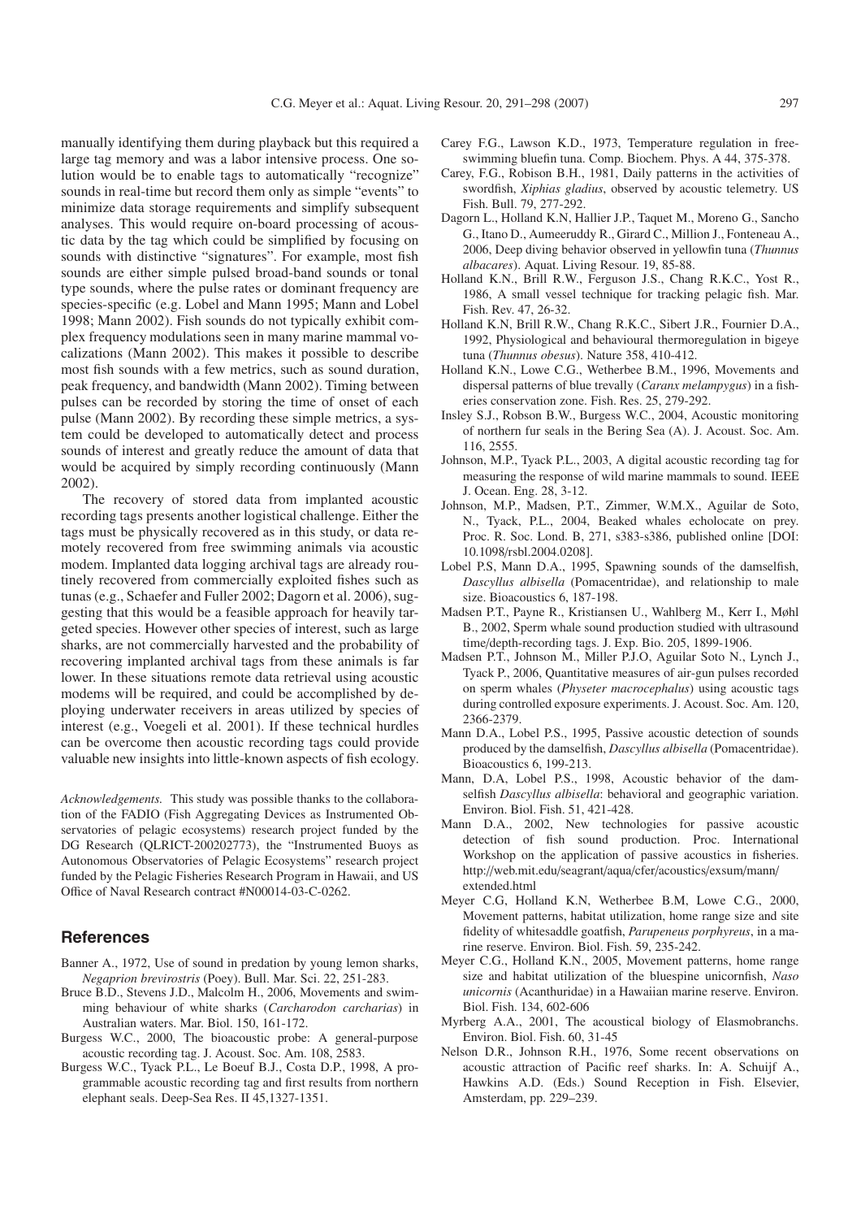manually identifying them during playback but this required a large tag memory and was a labor intensive process. One solution would be to enable tags to automatically "recognize" sounds in real-time but record them only as simple "events" to minimize data storage requirements and simplify subsequent analyses. This would require on-board processing of acoustic data by the tag which could be simplified by focusing on sounds with distinctive "signatures". For example, most fish sounds are either simple pulsed broad-band sounds or tonal type sounds, where the pulse rates or dominant frequency are species-specific (e.g. Lobel and Mann 1995; Mann and Lobel 1998; Mann 2002). Fish sounds do not typically exhibit complex frequency modulations seen in many marine mammal vocalizations (Mann 2002). This makes it possible to describe most fish sounds with a few metrics, such as sound duration, peak frequency, and bandwidth (Mann 2002). Timing between pulses can be recorded by storing the time of onset of each pulse (Mann 2002). By recording these simple metrics, a system could be developed to automatically detect and process sounds of interest and greatly reduce the amount of data that would be acquired by simply recording continuously (Mann 2002).

The recovery of stored data from implanted acoustic recording tags presents another logistical challenge. Either the tags must be physically recovered as in this study, or data remotely recovered from free swimming animals via acoustic modem. Implanted data logging archival tags are already routinely recovered from commercially exploited fishes such as tunas (e.g., Schaefer and Fuller 2002; Dagorn et al. 2006), suggesting that this would be a feasible approach for heavily targeted species. However other species of interest, such as large sharks, are not commercially harvested and the probability of recovering implanted archival tags from these animals is far lower. In these situations remote data retrieval using acoustic modems will be required, and could be accomplished by deploying underwater receivers in areas utilized by species of interest (e.g., Voegeli et al. 2001). If these technical hurdles can be overcome then acoustic recording tags could provide valuable new insights into little-known aspects of fish ecology.

*Acknowledgements.* This study was possible thanks to the collaboration of the FADIO (Fish Aggregating Devices as Instrumented Observatories of pelagic ecosystems) research project funded by the DG Research (QLRICT-200202773), the "Instrumented Buoys as Autonomous Observatories of Pelagic Ecosystems" research project funded by the Pelagic Fisheries Research Program in Hawaii, and US Office of Naval Research contract #N00014-03-C-0262.

## References

Banner A., 1972, Use of sound in predation by young lemon sharks, *Negaprion brevirostris* (Poey). Bull. Mar. Sci. 22, 251-283.

Bruce B.D., Stevens J.D., Malcolm H., 2006, Movements and swimming behaviour of white sharks (*Carcharodon carcharias*) in Australian waters. Mar. Biol. 150, 161-172.

Burgess W.C., 2000, The bioacoustic probe: A general-purpose acoustic recording tag. J. Acoust. Soc. Am. 108, 2583.

Burgess W.C., Tyack P.L., Le Boeuf B.J., Costa D.P., 1998, A programmable acoustic recording tag and first results from northern elephant seals. Deep-Sea Res. II 45,1327-1351.

Carey F.G., Lawson K.D., 1973, Temperature regulation in free-swimming bluefin tuna. Comp. Biochem. Phys. A 44, 375-378.

Carey, F.G., Robison B.H., 1981, Daily patterns in the activities of swordfish, *Xiphias gladius*, observed by acoustic telemetry. US Fish. Bull. 79, 277-292.

Dagorn L., Holland K.N, Hallier J.P., Taquet M., Moreno G., Sancho G., Itano D., Aumeeruddy R., Girard C., Million J., Fonteneau A., 2006, Deep diving behavior observed in yellowfin tuna (*Thunnus albacares*). Aquat. Living Resour. 19, 85-88.

Holland K.N., Brill R.W., Ferguson J.S., Chang R.K.C., Yost R., 1986, A small vessel technique for tracking pelagic fish. Mar. Fish. Rev. 47, 26-32.

Holland K.N., Brill R.W., Chang R.K.C., Sibert J.R., Fournier D.A., 1992, Physiological and behavioural thermoregulation in bigeye tuna (*Thunnus obesus*). Nature 358, 410-412.

Holland K.N., Lowe C.G., Wetherbee B.M., 1996, Movements and dispersal patterns of blue trevally (*Caranx melampygus*) in a fisheries conservation zone. Fish. Res. 25, 279-292.

Insley S.J., Robson B.W., Burgess W.C., 2004, Acoustic monitoring of northern fur seals in the Bering Sea (A). J. Acoust. Soc. Am. 116, 2555.

Johnson, M.P., Tyack P.L., 2003, A digital acoustic recording tag for measuring the response of wild marine mammals to sound. IEEE J. Ocean. Eng. 28, 3-12.

Johnson, M.P., Madsen, P.T., Zimmer, W.M.X., Aguilar de Soto, N., Tyack, P.L., 2004, Beaked whales echolocate on prey. Proc. R. Soc. Lond. B, 271, s383-s386, published online [DOI: 10.1098/rsbl.2004.0208].

Lobel P.S, Mann D.A., 1995, Spawning sounds of the damselfish, *Dascyllus albisella* (Pomacentridae), and relationship to male size. Bioacoustics 6, 187-198.

Madsen P.T., Payne R., Kristiansen U., Wahlberg M., Kerr I., Møhl B., 2002, Sperm whale sound production studied with ultrasound time/depth-recording tags. J. Exp. Bio. 205, 1899-1906.

Madsen P.T., Johnson M., Miller P.J.O, Aguilar Soto N., Lynch J., Tyack P., 2006, Quantitative measures of air-gun pulses recorded on sperm whales (*Physeter macrocephalus*) using acoustic tags during controlled exposure experiments. J. Acoust. Soc. Am. 120, 2366-2379.

Mann D.A., Lobel P.S., 1995, Passive acoustic detection of sounds produced by the damselfish, *Dascyllus albisella* (Pomacentridae). Bioacoustics 6, 199-213.

Mann, D.A, Lobel P.S., 1998, Acoustic behavior of the damselfish *Dascyllus albisella*: behavioral and geographic variation. Environ. Biol. Fish. 51, 421-428.

Mann D.A., 2002, New technologies for passive acoustic detection of fish sound production. Proc. International Workshop on the application of passive acoustics in fisheries. http://web.mit.edu/seagrant/aqua/cfer/acoustics/exsum/mann/extended.html

Meyer C.G, Holland K.N, Wetherbee B.M, Lowe C.G., 2000, Movement patterns, habitat utilization, home range size and site fidelity of whitesaddle goatfish, *Parupeneus porphyreus*, in a marine reserve. Environ. Biol. Fish. 59, 235-242.

Meyer C.G., Holland K.N., 2005, Movement patterns, home range size and habitat utilization of the bluespine unicornfish, *Naso unicornis* (Acanthuridae) in a Hawaiian marine reserve. Environ. Biol. Fish. 134, 602-606

Myrberg A.A., 2001, The acoustical biology of Elasmobranchs. Environ. Biol. Fish. 60, 31-45

Nelson D.R., Johnson R.H., 1976, Some recent observations on acoustic attraction of Pacific reef sharks. In: A. Schuijf A., Hawkins A.D. (Eds.) Sound Reception in Fish. Elsevier, Amsterdam, pp. 229–239.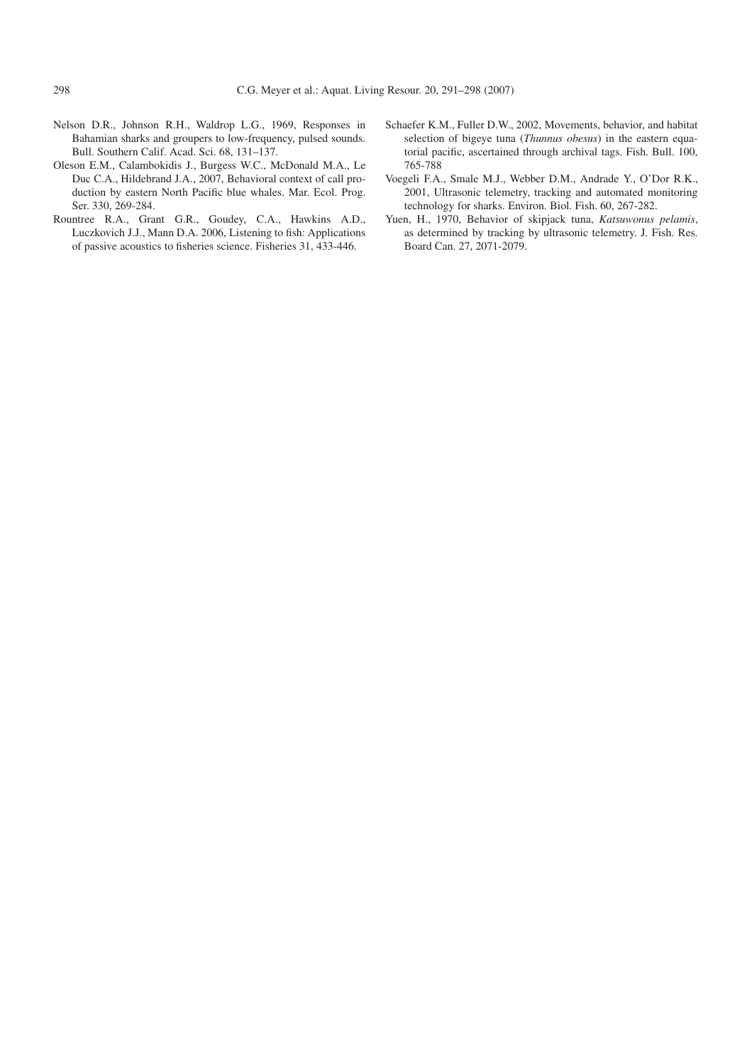Nelson D.R., Johnson R.H., Waldrop L.G., 1969, Responses in Bahamian sharks and groupers to low-frequency, pulsed sounds. Bull. Southern Calif. Acad. Sci. 68, 131–137.

Oleson E.M., Calambokidis J., Burgess W.C., McDonald M.A., Le Duc C.A., Hildebrand J.A., 2007, Behavioral context of call production by eastern North Pacific blue whales. Mar. Ecol. Prog. Ser. 330, 269-284.

Rountree R.A., Grant G.R., Goudey, C.A., Hawkins A.D., Luczkovich J.J., Mann D.A. 2006, Listening to fish: Applications of passive acoustics to fisheries science. Fisheries 31, 433-446.

Schaefer K.M., Fuller D.W., 2002, Movements, behavior, and habitat selection of bigeye tuna (*Thunnus obesus*) in the eastern equatorial pacific, ascertained through archival tags. Fish. Bull. 100, 765-788

Voegeli F.A., Smale M.J., Webber D.M., Andrade Y., O'Dor R.K., 2001, Ultrasonic telemetry, tracking and automated monitoring technology for sharks. Environ. Biol. Fish. 60, 267-282.

Yuen, H., 1970, Behavior of skipjack tuna, *Katsuwonus pelamis*, as determined by tracking by ultrasonic telemetry. J. Fish. Res. Board Can. 27, 2071-2079.